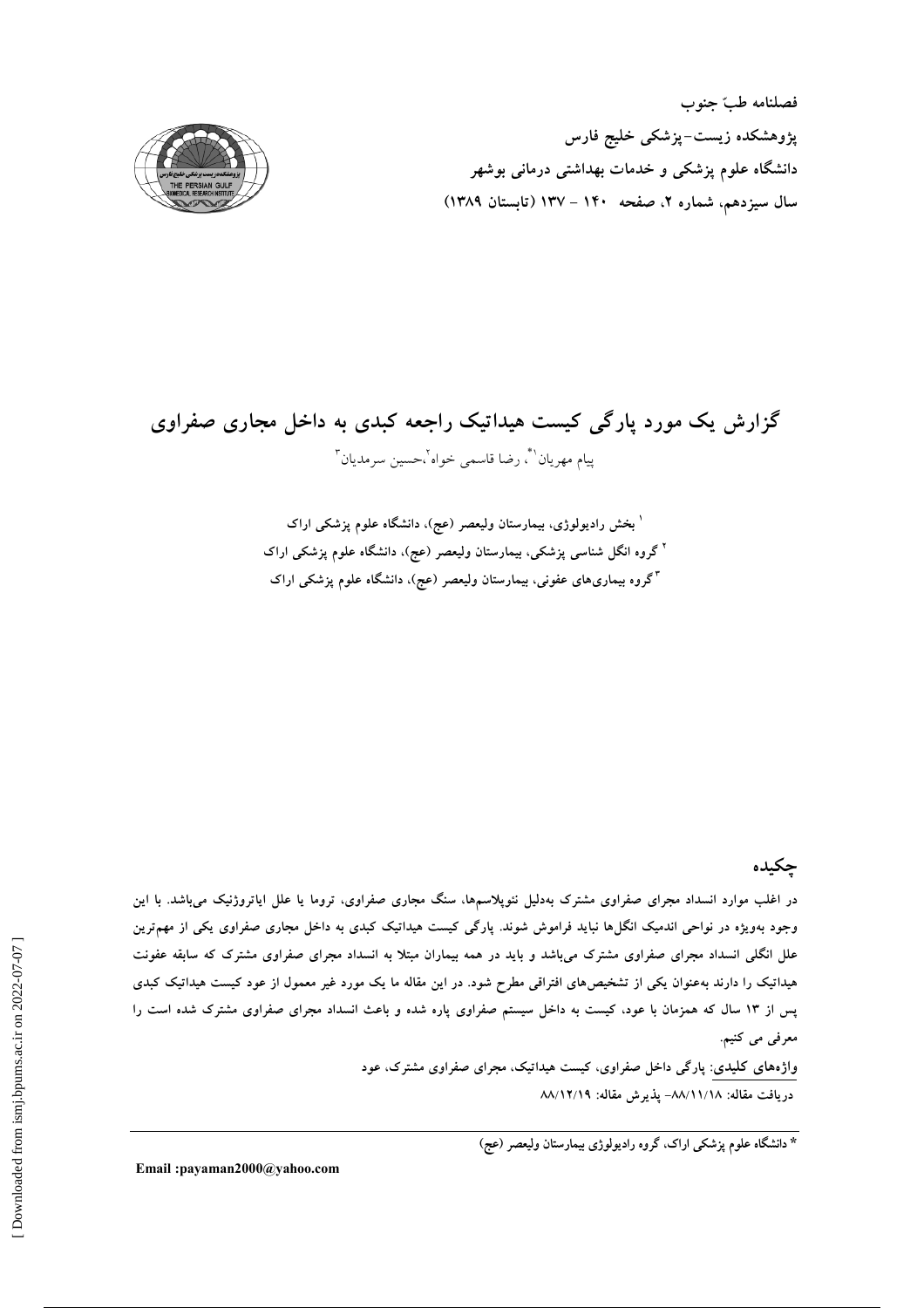فصلنامه طبّ جنوب

پژوهشکده زیست-پزشکی خلیج فارس

دانشگاه علوم پزشکی و خدمات بهداشتی درمانی بوشهر

سال سیزدهم، شماره ۲، صفحه ۱۴۰ - ۱۳۷ (تابستان ۱۳۸۹)

# گزارش یک مورد پارگی کیست هیداتیک راجعه کبدی به داخل مجاری صفراوی

پیام مهریان[۱*]، رضا قاسمی خواه[۲]،حسین سرمدیان[۳]

[۱] بخش رادیولوژی، بیمارستان ولیعصر (عج)، دانشگاه علوم پزشکی اراک

[۲] گروه انگل شناسی پزشکی، بیمارستان ولیعصر (عج)، دانشگاه علوم پزشکی اراک

[۳] گروه بیماری‌های عفونی، بیمارستان ولیعصر (عج)، دانشگاه علوم پزشکی اراک

## چکیده

در اغلب موارد انسداد مجرای صفراوی مشترک به‌دلیل نئوپلاسم‌ها، سنگ مجاری صفراوی، تروما یا علل ایاتروژنیک می‌باشد. با این وجود به‌ویژه در نواحی اندمیک انگل‌ها نباید فراموش شوند. پارگی کیست هیداتیک کبدی به داخل مجاری صفراوی یکی از مهم‌ترین علل انگلی انسداد مجرای صفراوی مشترک می‌باشد و باید در همه بیماران مبتلا به انسداد مجرای صفراوی مشترک که سابقه عفونت هیداتیک را دارند به‌عنوان یکی از تشخیص‌های افتراقی مطرح شود. در این مقاله ما یک مورد غیر معمول از عود کیست هیداتیک کبدی پس از ۱۳ سال که همزمان با عود، کیست به داخل سیستم صفراوی پاره شده و باعث انسداد مجرای صفراوی مشترک شده است را معرفی می کنیم.

واژه‌های کلیدی: پارگی داخل صفراوی، کیست هیداتیک، مجرای صفراوی مشترک، عود

دریافت مقاله: ۸۸/۱۱/۱۸- پذیرش مقاله: ۸۸/۱۲/۱۹

\* دانشگاه علوم پزشکی اراک، گروه رادیولوژی بیمارستان ولیعصر (عج)

Email :payaman2000@yahoo.com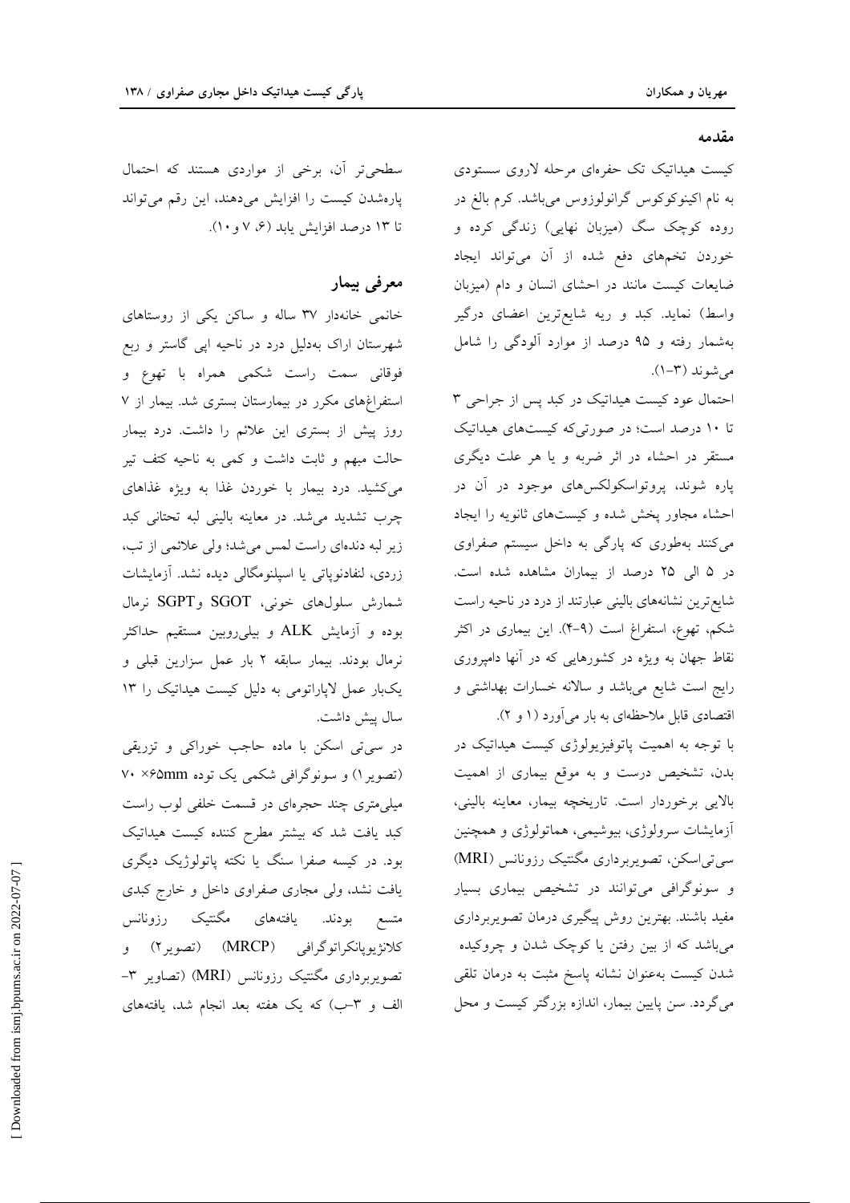## مقدمه

کیست هیداتیک تک حفره‌ای مرحله لاروی سستودی به نام اکینوکوکوس گرانولوزوس می‌باشد. کرم بالغ در روده کوچک سگ (میزبان نهایی) زندگی کرده و خوردن تخم‌های دفع شده از آن می‌تواند ایجاد ضایعات کیست مانند در احشای انسان و دام (میزبان واسط) نماید. کبد و ریه شایع‌ترین اعضای درگیر به‌شمار رفته و ۹۵ درصد از موارد آلودگی را شامل می‌شوند (۳-۱).

احتمال عود کیست هیداتیک در کبد پس از جراحی ۳ تا ۱۰ درصد است؛ در صورتی‌که کیست‌های هیداتیک مستقر در احشاء در اثر ضربه و یا هر علت دیگری پاره شوند، پروتواسکولکس‌های موجود در آن در احشاء مجاور پخش شده و کیست‌های ثانویه را ایجاد می‌کنند به‌طوری که پارگی به داخل سیستم صفراوی در ۵ الی ۲۵ درصد از بیماران مشاهده شده است. شایع‌ترین نشانه‌های بالینی عبارتند از درد در ناحیه راست شکم، تهوع، استفراغ است (۹-۴). این بیماری در اکثر نقاط جهان به ویژه در کشورهایی که در آنها دامپروری رایج است شایع می‌باشد و سالانه خسارات بهداشتی و اقتصادی قابل ملاحظه‌ای به بار می‌آورد (۱ و ۲).

با توجه به اهمیت پاتوفیزیولوژی کیست هیداتیک در بدن، تشخیص درست و به موقع بیماری از اهمیت بالایی برخوردار است. تاریخچه بیمار، معاینه بالینی، آزمایشات سرولوژی، بیوشیمی، هماتولوژی و همچنین سی‌تی‌اسکن، تصویربرداری مگنتیک رزونانس (MRI) و سونوگرافی می‌توانند در تشخیص بیماری بسیار مفید باشند. بهترین روش پیگیری درمان تصویربرداری می‌باشد که از بین رفتن یا کوچک شدن و چروکیده شدن کیست به‌عنوان نشانه پاسخ مثبت به درمان تلقی می‌گردد. سن پایین بیمار، اندازه بزرگتر کیست و محل سطحی‌تر آن، برخی از مواردی هستند که احتمال پاره‌شدن کیست را افزایش می‌دهند، این رقم می‌تواند تا ۱۳ درصد افزایش یابد (۶، ۷ و ۱۰).

## معرفی بیمار

خانمی خانه‌دار ۳۷ ساله و ساکن یکی از روستاهای شهرستان اراک به‌دلیل درد در ناحیه اپی گاستر و ربع فوقانی سمت راست شکمی همراه با تهوع و استفراغ‌های مکرر در بیمارستان بستری شد. بیمار از ۷ روز پیش از بستری این علائم را داشت. درد بیمار حالت مبهم و ثابت داشت و کمی به ناحیه کتف تیر می‌کشید. درد بیمار با خوردن غذا به ویژه غذاهای چرب تشدید می‌شد. در معاینه بالینی لبه تحتانی کبد زیر لبه دنده‌ای راست لمس می‌شد؛ ولی علائمی از تب، زردی، لنفادنوپاتی یا اسپلنومگالی دیده نشد. آزمایشات شمارش سلول‌های خونی، SGOT و SGPT نرمال بوده و آزمایش ALK و بیلی‌روبین مستقیم حداکثر نرمال بودند. بیمار سابقه ۲ بار عمل سزارین قبلی و یک‌بار عمل لاپاراتومی به دلیل کیست هیداتیک را ۱۳ سال پیش داشت.

در سی‌تی اسکن با ماده حاجب خوراکی و تزریقی (تصویر۱) و سونوگرافی شکمی یک توده ۶۵mm× ۷۰ میلی‌متری چند حجره‌ای در قسمت خلفی لوب راست کبد یافت شد که بیشتر مطرح کننده کیست هیداتیک بود. در کیسه صفرا سنگ یا نکته پاتولوژیک دیگری یافت نشد، ولی مجاری صفراوی داخل و خارج کبدی متسع بودند. یافته‌های مگنتیک رزونانس کلانژیوپانکراتوگرافی (MRCP) (تصویر۲) و تصویربرداری مگنتیک رزونانس (MRI) (تصاویر ۳-الف و ۳-ب) که یک هفته بعد انجام شد، یافته‌های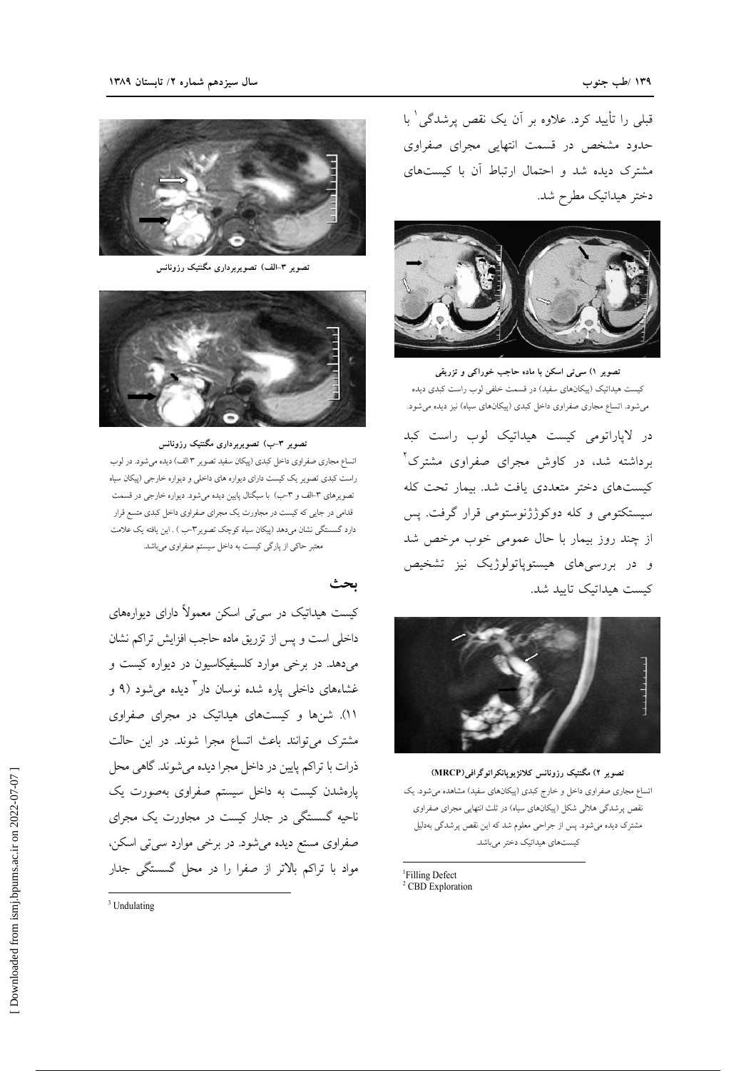قبلی را تأیید کرد. علاوه بر آن یک نقص پرشدگی[1] با حدود مشخص در قسمت انتهایی مجرای صفراوی مشترک دیده شد و احتمال ارتباط آن با کیست‌های دختر هیداتیک مطرح شد.

**تصویر ۱) سی‌تی اسکن با ماده حاجب خوراکی و تزریقی**
کیست هیداتیک (پیکان‌های سفید) در قسمت خلفی لوب راست کبدی دیده می‌شود. اتساع مجاری صفراوی داخل کبدی (پیکان‌های سیاه) نیز دیده می‌شود.

در لاپاراتومی کیست هیداتیک لوب راست کبد برداشته شد، در کاوش مجرای صفراوی مشترک[2] کیست‌های دختر متعددی یافت شد. بیمار تحت کله سیستکتومی و کله دوکوژنوستومی قرار گرفت. پس از چند روز بیمار با حال عمومی خوب مرخص شد و در بررسی‌های هیستوپاتولوژیک نیز تشخیص کیست هیداتیک تایید شد.

**تصویر ۲) مگنتیک رزونانس کلانژیوپانکراتوگرافی(MRCP)**
اتساع مجاری صفراوی داخل و خارج کبدی (پیکان‌های سفید) مشاهده می‌شود. یک نقص پرشدگی هلالی شکل (پیکان‌های سیاه) در ثلث انتهایی مجرای صفراوی مشترک دیده می‌شود. پس از جراحی معلوم شد که این نقص پرشدگی به‌دلیل کیست‌های هیداتیک دختر می‌باشد.

**تصویر ۳-الف) تصویربرداری مگنتیک رزونانس**

**تصویر ۳-ب) تصویربرداری مگنتیک رزونانس**
اتساع مجاری صفراوی داخل کبدی (پیکان سفید تصویر ۳الف) دیده می‌شود. در لوب راست کبدی تصویر یک کیست دارای دیواره های داخلی و دیواره خارجی (پیکان سیاه تصویرهای ۳-الف و ۳-ب) با سیگنال پایین دیده می‌شود. دیواره خارجی در قسمت قدامی در جایی که کیست در مجاورت یک مجرای صفراوی داخل کبدی متسع قرار دارد گسستگی نشان می‌دهد (پیکان سیاه کوچک تصویر۳-ب) . این یافته یک علامت معتبر حاکی از پارگی کیست به داخل سیستم صفراوی می‌باشد.

## بحث

کیست هیداتیک در سی‌تی اسکن معمولاً دارای دیواره‌های داخلی است و پس از تزریق ماده حاجب افزایش تراکم نشان می‌دهد. در برخی موارد کلسیفیکاسیون در دیواره کیست و غشاءهای داخلی پاره شده نوسان دار[3] دیده می‌شود (۹ و ۱۱). شن‌ها و کیست‌های هیداتیک در مجرای صفراوی مشترک می‌توانند باعث اتساع مجرا شوند. در این حالت ذرات با تراکم پایین در داخل مجرا دیده می‌شوند. گاهی محل پاره‌شدن کیست به داخل سیستم صفراوی به‌صورت یک ناحیه گسستگی در جدار کیست در مجاورت یک مجرای صفراوی مستع دیده می‌شود. در برخی موارد سی‌تی اسکن، مواد با تراکم بالاتر از صفرا را در محل گسستگی جدار

[1] Filling Defect
[2] CBD Exploration
[3] Undulating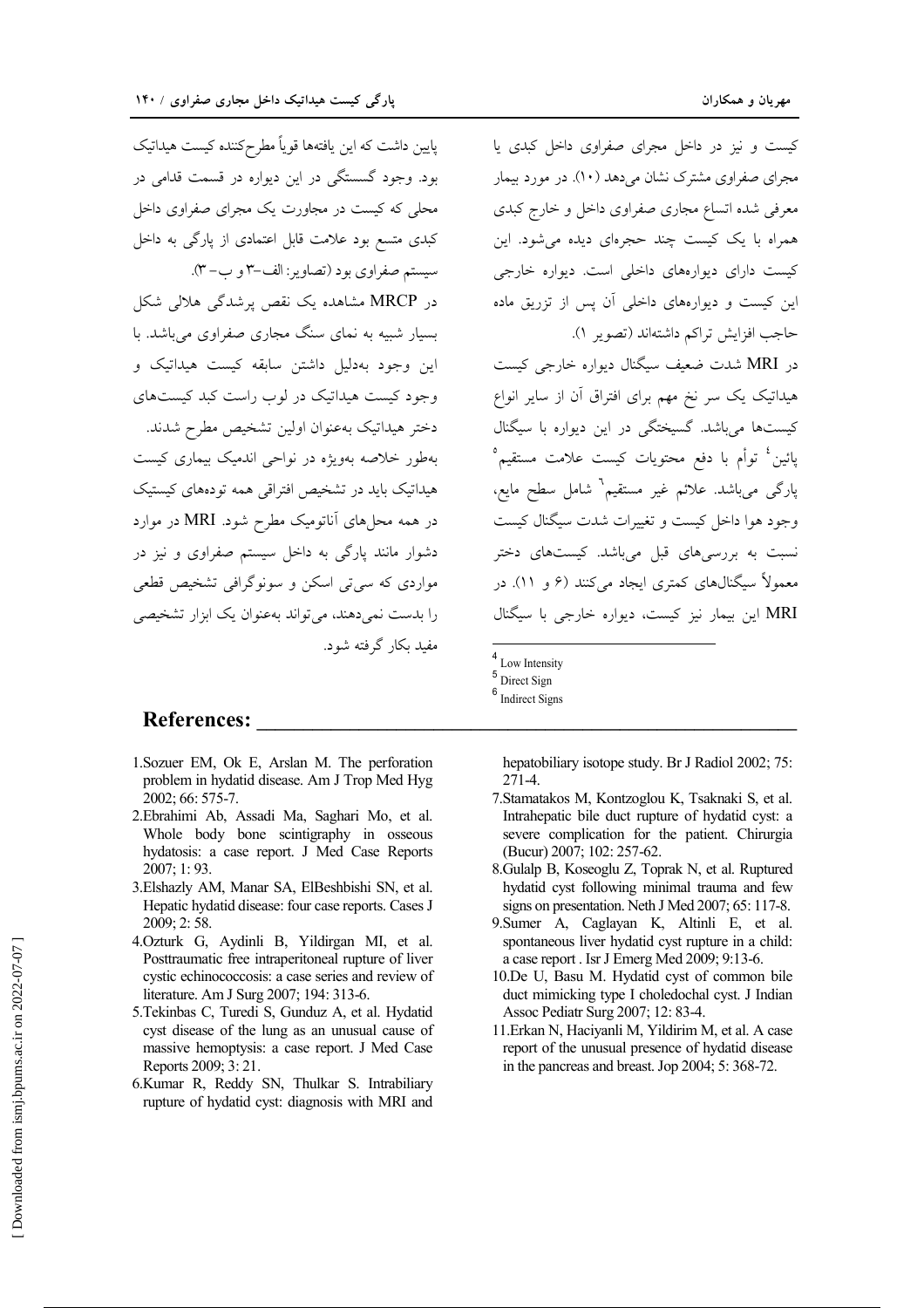کیست و نیز در داخل مجرای صفراوی داخل کبدی یا مجرای صفراوی مشترک نشان می‌دهد (۱۰). در مورد بیمار معرفی شده اتساع مجاری صفراوی داخل و خارج کبدی همراه با یک کیست چند حجره‌ای دیده می‌شود. این کیست دارای دیواره‌های داخلی است. دیواره خارجی این کیست و دیواره‌های داخلی آن پس از تزریق ماده حاجب افزایش تراکم داشته‌اند (تصویر ۱).

در MRI شدت ضعیف سیگنال دیواره خارجی کیست هیداتیک یک سر نخ مهم برای افتراق آن از سایر انواع کیست‌ها می‌باشد. گسیختگی در این دیواره با سیگنال پائین[۴] توأم با دفع محتویات کیست علامت مستقیم[۵] پارگی می‌باشد. علائم غیر مستقیم[۶] شامل سطح مایع، وجود هوا داخل کیست و تغییرات شدت سیگنال کیست نسبت به بررسی‌های قبل می‌باشد. کیست‌های دختر معمولاً سیگنال‌های کمتری ایجاد می‌کنند (۶ و ۱۱). در MRI این بیمار نیز کیست، دیواره خارجی با سیگنال پایین داشت که این یافته‌ها قویاً مطرح‌کننده کیست هیداتیک بود. وجود گسستگی در این دیواره در قسمت قدامی در محلی که کیست در مجاورت یک مجرای صفراوی داخل کبدی متسع بود علامت قابل اعتمادی از پارگی به داخل سیستم صفراوی بود (تصاویر: الف-۳ و ب-۳).

در MRCP مشاهده یک نقص پرشدگی هلالی شکل بسیار شبیه به نمای سنگ مجاری صفراوی می‌باشد. با این وجود به‌دلیل داشتن سابقه کیست هیداتیک و وجود کیست هیداتیک در لوب راست کبد کیست‌های دختر هیداتیک به‌عنوان اولین تشخیص مطرح شدند.

به‌طور خلاصه به‌ویژه در نواحی اندمیک بیماری کیست هیداتیک باید در تشخیص افتراقی همه توده‌های کیستیک در همه محل‌های آناتومیک مطرح شود. MRI در موارد دشوار مانند پارگی به داخل سیستم صفراوی و نیز در مواردی که سی‌تی اسکن و سونوگرافی تشخیص قطعی را بدست نمی‌دهند، می‌تواند به‌عنوان یک ابزار تشخیصی مفید بکار گرفته شود.

[۴] Low Intensity
[۵] Direct Sign
[۶] Indirect Signs

## References:

1. Sozuer EM, Ok E, Arslan M. The perforation problem in hydatid disease. Am J Trop Med Hyg 2002; 66: 575-7.
2. Ebrahimi Ab, Assadi Ma, Saghari Mo, et al. Whole body bone scintigraphy in osseous hydatosis: a case report. J Med Case Reports 2007; 1: 93.
3. Elshazly AM, Manar SA, ElBeshbishi SN, et al. Hepatic hydatid disease: four case reports. Cases J 2009; 2: 58.
4. Ozturk G, Aydinli B, Yildirgan MI, et al. Posttraumatic free intraperitoneal rupture of liver cystic echinococcosis: a case series and review of literature. Am J Surg 2007; 194: 313-6.
5. Tekinbas C, Turedi S, Gunduz A, et al. Hydatid cyst disease of the lung as an unusual cause of massive hemoptysis: a case report. J Med Case Reports 2009; 3: 21.
6. Kumar R, Reddy SN, Thulkar S. Intrabiliary rupture of hydatid cyst: diagnosis with MRI and hepatobiliary isotope study. Br J Radiol 2002; 75: 271-4.
7. Stamatakos M, Kontzoglou K, Tsaknaki S, et al. Intrahepatic bile duct rupture of hydatid cyst: a severe complication for the patient. Chirurgia (Bucur) 2007; 102: 257-62.
8. Gulalp B, Koseoglu Z, Toprak N, et al. Ruptured hydatid cyst following minimal trauma and few signs on presentation. Neth J Med 2007; 65: 117-8.
9. Sumer A, Caglayan K, Altinli E, et al. spontaneous liver hydatid cyst rupture in a child: a case report . Isr J Emerg Med 2009; 9:13-6.
10. De U, Basu M. Hydatid cyst of common bile duct mimicking type I choledochal cyst. J Indian Assoc Pediatr Surg 2007; 12: 83-4.
11. Erkan N, Haciyanli M, Yildirim M, et al. A case report of the unusual presence of hydatid disease in the pancreas and breast. Jop 2004; 5: 368-72.